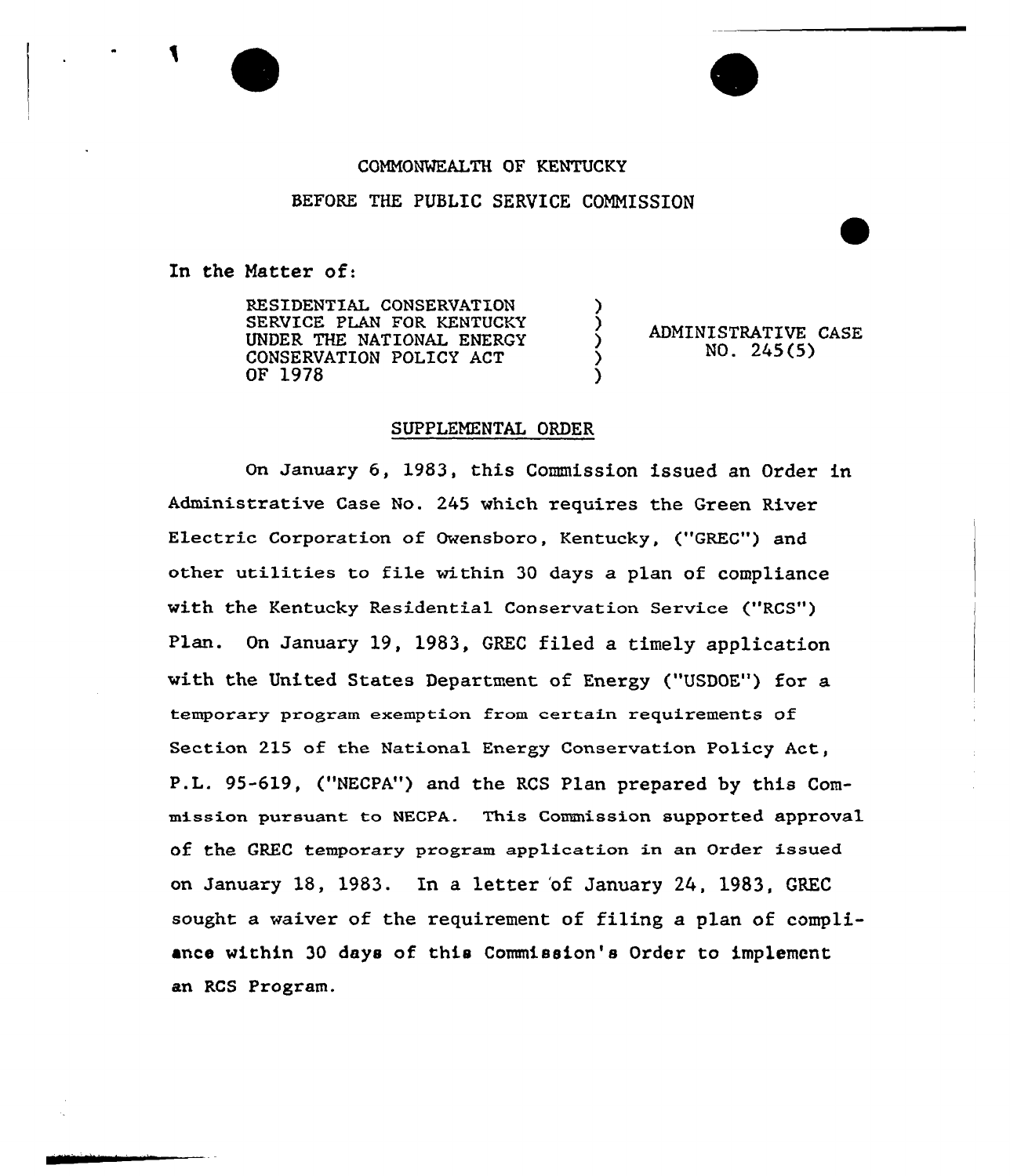COMMONWEALTH OF KENTUCKY

BEFORE THE PUBLIC SERVICE COMMISSION

In the Matter of:

RESIDENTIAL CONSERVATION SERVICE PLAN FOR KENTUCKY UNDER THE NATIONAL ENERGY CONSERVATION POLICY ACT OF 1978 ) ADMINISTRATIVE CASE NO. 245(5)

## SUPPLEMENTAL ORDER

On January 6, 1983, this Commission issued an Order in Administrative Case No. 245 which requires the Green River Electric Corporation of Owensboro, Kentucky, ("GREC") and other utilities to file within 30 days a plan of compliance with the Kentucky Residential Conservation Service ("RCS") Plan. On January 19, 1983, GREC filed a timely application with the United States Department of Energy ("USDOE") for a temporary program exemption from certain requirements of Section 215 of the National Energy Conservation Policy Act, P.L. 95-619, ("NECPA") and the RCS Plan prepared by this Commission pursuant to NECPA. This Commission supported approval of the GREC temporary program application in an Order issued on January 18, 1983. In a letter of January 24, 1983, GREC sought a waiver of the requirement of filing a plan of compliance within 30 days of this Commission's Order to implement an RCS Program.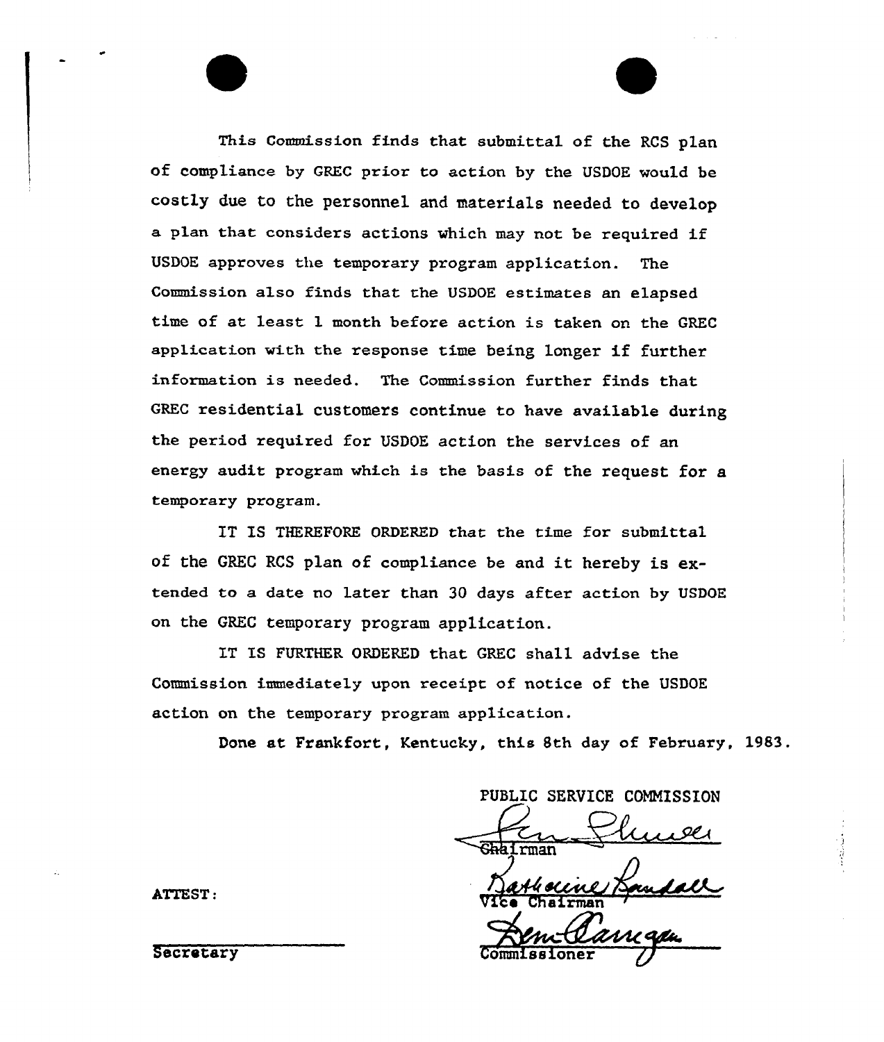This Commission finds that submittal of the RCS plan of compliance by GREC prior to action by the USDOE would be costly due to the personnel and materials needed to develop a plan that considers actions which may not be required if USDOE approves the temporary program application. The Commission also finds that the USDOE estimates an elapsed time of at least 1 month before action is taken on the GREC application with the response time being longer if further information is needed. The Commission further finds that GREC residential customers continue to have available during the period required for USDOE action the services of an energy audit program which is the basis of the request for a temporary program.

IT IS THEREFORE ORDERED that the time for submittal of the GREC RCS plan of compliance be and it hereby is extended to a date no later than 30 days after action by USDOE on the GREC temporary program application.

IT IS FURTHER ORDERED that GREC shall advise the Commission immediately upon receipt of notice of the USDOE action on the temporary program application.

Done at Frankfort, Kentucky, this 8th day of February, 1983.

PUBLIC SERVICE COMMISSION

Chairman

Vice Chairman

Commissioner

ATTEST:

Secretary